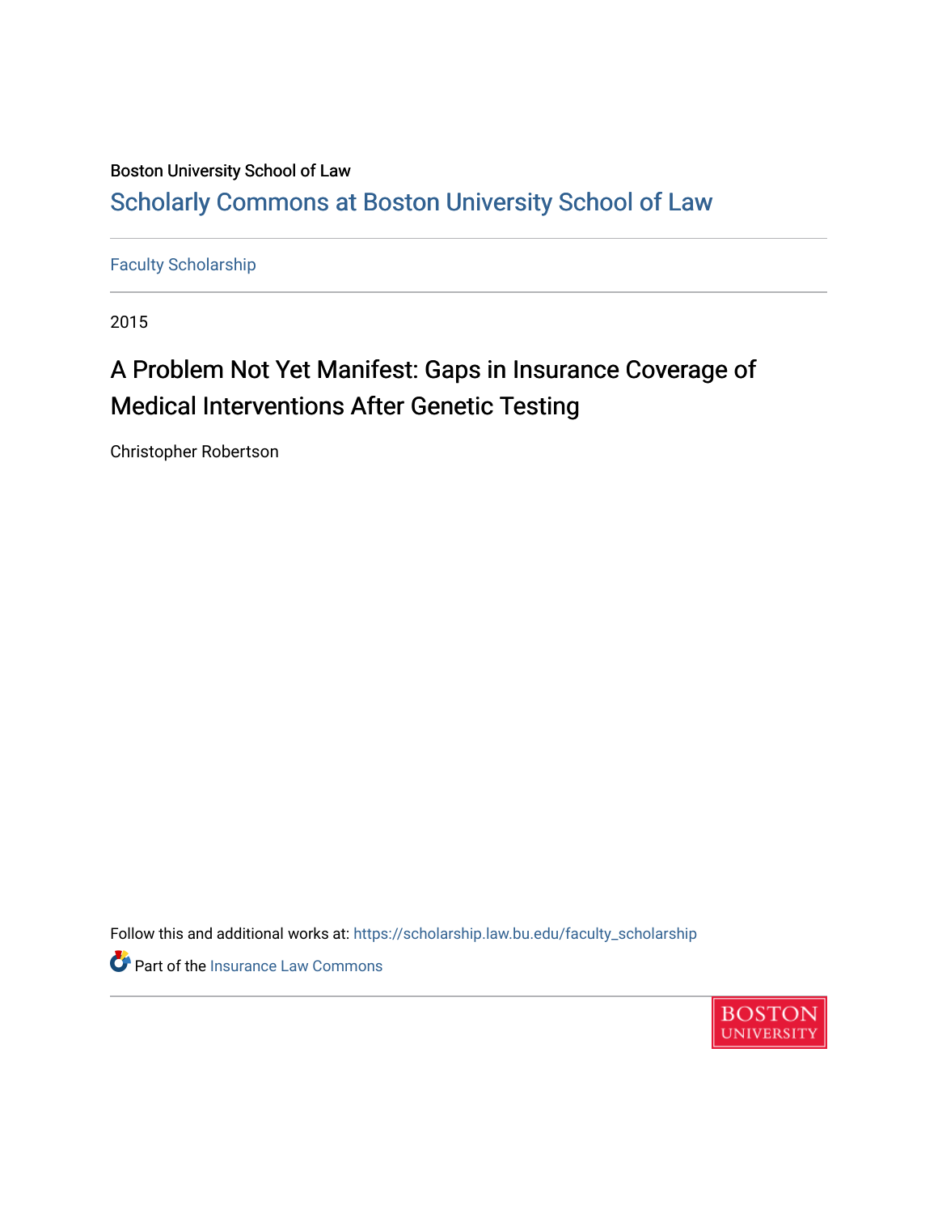Boston University School of Law

# Scholarly Commons at Boston University School of Law

Faculty Scholarship

2015

## A Problem Not Yet Manifest: Gaps in Insurance Coverage of Medical Interventions After Genetic Testing

Christopher Robertson

Follow this and additional works at: https://scholarship.law.bu.edu/faculty_scholarship

Part of the Insurance Law Commons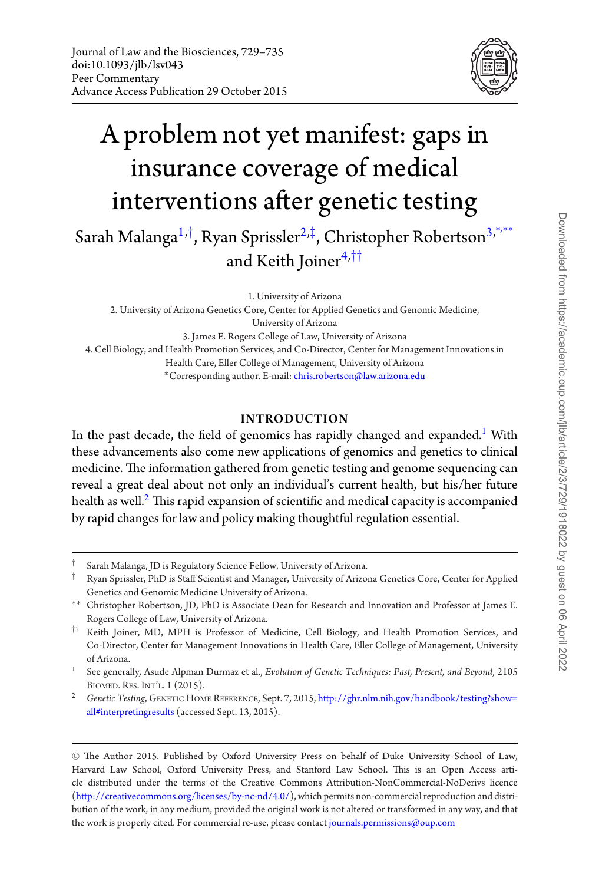Journal of Law and the Biosciences, 729–735
doi:10.1093/jlb/lsv043
Peer Commentary
Advance Access Publication 29 October 2015

# A problem not yet manifest: gaps in insurance coverage of medical interventions after genetic testing

Sarah Malanga[1,†], Ryan Sprissler[2,‡], Christopher Robertson[3,*,**] and Keith Joiner[4,††]

1. University of Arizona
2. University of Arizona Genetics Core, Center for Applied Genetics and Genomic Medicine, University of Arizona
3. James E. Rogers College of Law, University of Arizona
4. Cell Biology, and Health Promotion Services, and Co-Director, Center for Management Innovations in Health Care, Eller College of Management, University of Arizona

*Corresponding author. E-mail: chris.robertson@law.arizona.edu

## INTRODUCTION

In the past decade, the field of genomics has rapidly changed and expanded.[1] With these advancements also come new applications of genomics and genetics to clinical medicine. The information gathered from genetic testing and genome sequencing can reveal a great deal about not only an individual's current health, but his/her future health as well.[2] This rapid expansion of scientific and medical capacity is accompanied by rapid changes for law and policy making thoughtful regulation essential.

† Sarah Malanga, JD is Regulatory Science Fellow, University of Arizona.

‡ Ryan Sprissler, PhD is Staff Scientist and Manager, University of Arizona Genetics Core, Center for Applied Genetics and Genomic Medicine University of Arizona.

** Christopher Robertson, JD, PhD is Associate Dean for Research and Innovation and Professor at James E. Rogers College of Law, University of Arizona.

†† Keith Joiner, MD, MPH is Professor of Medicine, Cell Biology, and Health Promotion Services, and Co-Director, Center for Management Innovations in Health Care, Eller College of Management, University of Arizona.

1 See generally, Asude Alpman Durmaz et al., *Evolution of Genetic Techniques: Past, Present, and Beyond*, 2105 BIOMED. RES. INT'L. 1 (2015).

2 *Genetic Testing*, GENETIC HOME REFERENCE, Sept. 7, 2015, http://ghr.nlm.nih.gov/handbook/testing?show=all#interpretingresults (accessed Sept. 13, 2015).

© The Author 2015. Published by Oxford University Press on behalf of Duke University School of Law, Harvard Law School, Oxford University Press, and Stanford Law School. This is an Open Access article distributed under the terms of the Creative Commons Attribution-NonCommercial-NoDerivs licence (http://creativecommons.org/licenses/by-nc-nd/4.0/), which permits non-commercial reproduction and distribution of the work, in any medium, provided the original work is not altered or transformed in any way, and that the work is properly cited. For commercial re-use, please contact journals.permissions@oup.com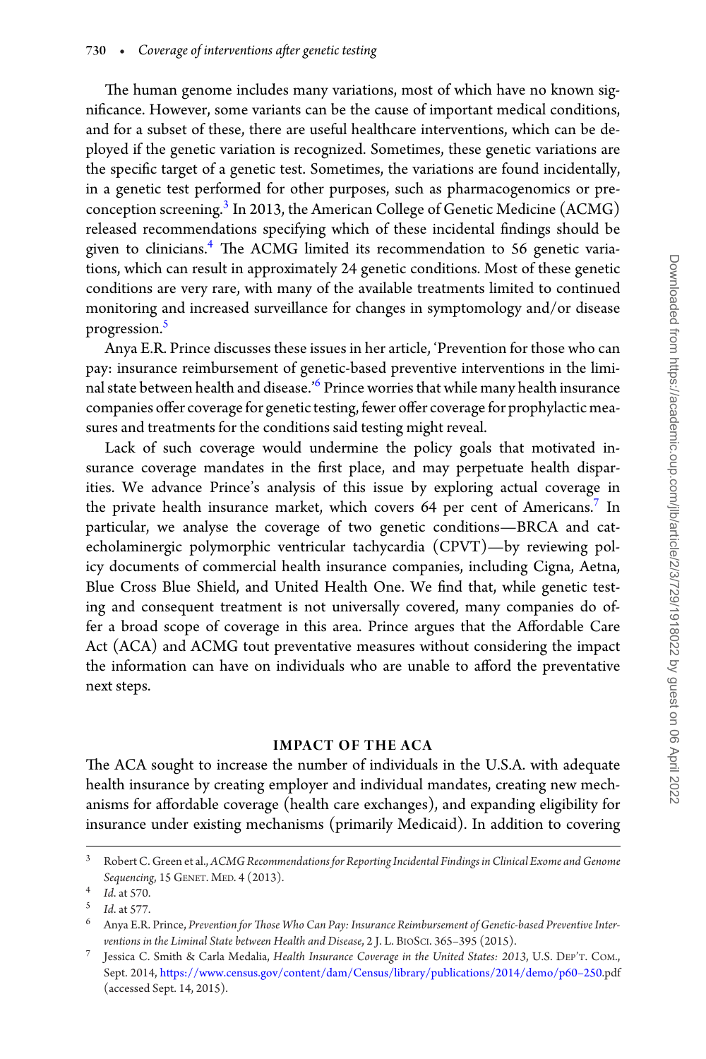The human genome includes many variations, most of which have no known significance. However, some variants can be the cause of important medical conditions, and for a subset of these, there are useful healthcare interventions, which can be deployed if the genetic variation is recognized. Sometimes, these genetic variations are the specific target of a genetic test. Sometimes, the variations are found incidentally, in a genetic test performed for other purposes, such as pharmacogenomics or preconception screening.[3] In 2013, the American College of Genetic Medicine (ACMG) released recommendations specifying which of these incidental findings should be given to clinicians.[4] The ACMG limited its recommendation to 56 genetic variations, which can result in approximately 24 genetic conditions. Most of these genetic conditions are very rare, with many of the available treatments limited to continued monitoring and increased surveillance for changes in symptomology and/or disease progression.[5]

Anya E.R. Prince discusses these issues in her article, 'Prevention for those who can pay: insurance reimbursement of genetic-based preventive interventions in the liminal state between health and disease.'[6] Prince worries that while many health insurance companies offer coverage for genetic testing, fewer offer coverage for prophylactic measures and treatments for the conditions said testing might reveal.

Lack of such coverage would undermine the policy goals that motivated insurance coverage mandates in the first place, and may perpetuate health disparities. We advance Prince's analysis of this issue by exploring actual coverage in the private health insurance market, which covers 64 per cent of Americans.[7] In particular, we analyse the coverage of two genetic conditions—BRCA and catecholaminergic polymorphic ventricular tachycardia (CPVT)—by reviewing policy documents of commercial health insurance companies, including Cigna, Aetna, Blue Cross Blue Shield, and United Health One. We find that, while genetic testing and consequent treatment is not universally covered, many companies do offer a broad scope of coverage in this area. Prince argues that the Affordable Care Act (ACA) and ACMG tout preventative measures without considering the impact the information can have on individuals who are unable to afford the preventative next steps.

## IMPACT OF THE ACA

The ACA sought to increase the number of individuals in the U.S.A. with adequate health insurance by creating employer and individual mandates, creating new mechanisms for affordable coverage (health care exchanges), and expanding eligibility for insurance under existing mechanisms (primarily Medicaid). In addition to covering

---

[3] Robert C. Green et al., *ACMG Recommendations for Reporting Incidental Findings in Clinical Exome and Genome Sequencing*, 15 Genet. Med. 4 (2013).

[4] *Id.* at 570.

[5] *Id.* at 577.

[6] Anya E.R. Prince, *Prevention for Those Who Can Pay: Insurance Reimbursement of Genetic-based Preventive Interventions in the Liminal State between Health and Disease*, 2 J. L. BioSci. 365–395 (2015).

[7] Jessica C. Smith & Carla Medalia, *Health Insurance Coverage in the United States: 2013*, U.S. Dep't. Com., Sept. 2014, https://www.census.gov/content/dam/Census/library/publications/2014/demo/p60–250.pdf (accessed Sept. 14, 2015).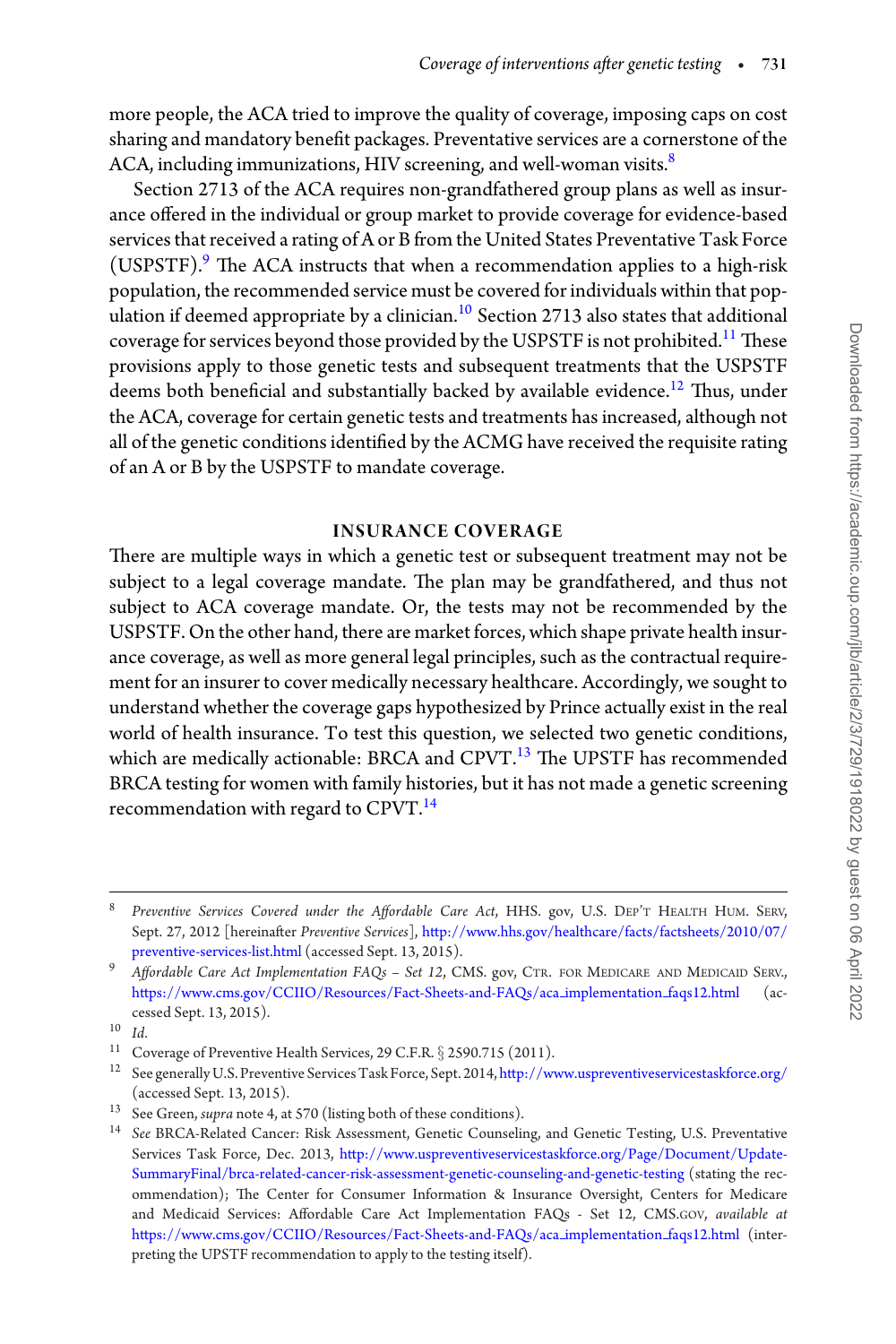more people, the ACA tried to improve the quality of coverage, imposing caps on cost sharing and mandatory benefit packages. Preventative services are a cornerstone of the ACA, including immunizations, HIV screening, and well-woman visits.[8]

Section 2713 of the ACA requires non-grandfathered group plans as well as insurance offered in the individual or group market to provide coverage for evidence-based services that received a rating of A or B from the United States Preventative Task Force (USPSTF).[9] The ACA instructs that when a recommendation applies to a high-risk population, the recommended service must be covered for individuals within that population if deemed appropriate by a clinician.[10] Section 2713 also states that additional coverage for services beyond those provided by the USPSTF is not prohibited.[11] These provisions apply to those genetic tests and subsequent treatments that the USPSTF deems both beneficial and substantially backed by available evidence.[12] Thus, under the ACA, coverage for certain genetic tests and treatments has increased, although not all of the genetic conditions identified by the ACMG have received the requisite rating of an A or B by the USPSTF to mandate coverage.

## INSURANCE COVERAGE

There are multiple ways in which a genetic test or subsequent treatment may not be subject to a legal coverage mandate. The plan may be grandfathered, and thus not subject to ACA coverage mandate. Or, the tests may not be recommended by the USPSTF. On the other hand, there are market forces, which shape private health insurance coverage, as well as more general legal principles, such as the contractual requirement for an insurer to cover medically necessary healthcare. Accordingly, we sought to understand whether the coverage gaps hypothesized by Prince actually exist in the real world of health insurance. To test this question, we selected two genetic conditions, which are medically actionable: BRCA and CPVT.[13] The UPSTF has recommended BRCA testing for women with family histories, but it has not made a genetic screening recommendation with regard to CPVT.[14]

---

[8] *Preventive Services Covered under the Affordable Care Act*, HHS. gov, U.S. Dep't Health Hum. Serv, Sept. 27, 2012 [hereinafter *Preventive Services*], http://www.hhs.gov/healthcare/facts/factsheets/2010/07/preventive-services-list.html (accessed Sept. 13, 2015).

[9] *Affordable Care Act Implementation FAQs – Set 12*, CMS. gov, Ctr. for Medicare and Medicaid Serv., https://www.cms.gov/CCIIO/Resources/Fact-Sheets-and-FAQs/aca_implementation_faqs12.html (accessed Sept. 13, 2015).

[10] *Id.*

[11] Coverage of Preventive Health Services, 29 C.F.R. § 2590.715 (2011).

[12] See generally U.S. Preventive Services Task Force, Sept. 2014, http://www.uspreventiveservicestaskforce.org/ (accessed Sept. 13, 2015).

[13] See Green, *supra* note 4, at 570 (listing both of these conditions).

[14] *See* BRCA-Related Cancer: Risk Assessment, Genetic Counseling, and Genetic Testing, U.S. Preventative Services Task Force, Dec. 2013, http://www.uspreventiveservicestaskforce.org/Page/Document/UpdateSummaryFinal/brca-related-cancer-risk-assessment-genetic-counseling-and-genetic-testing (stating the recommendation); The Center for Consumer Information & Insurance Oversight, Centers for Medicare and Medicaid Services: Affordable Care Act Implementation FAQs - Set 12, CMS.gov, *available at* https://www.cms.gov/CCIIO/Resources/Fact-Sheets-and-FAQs/aca_implementation_faqs12.html (interpreting the UPSTF recommendation to apply to the testing itself).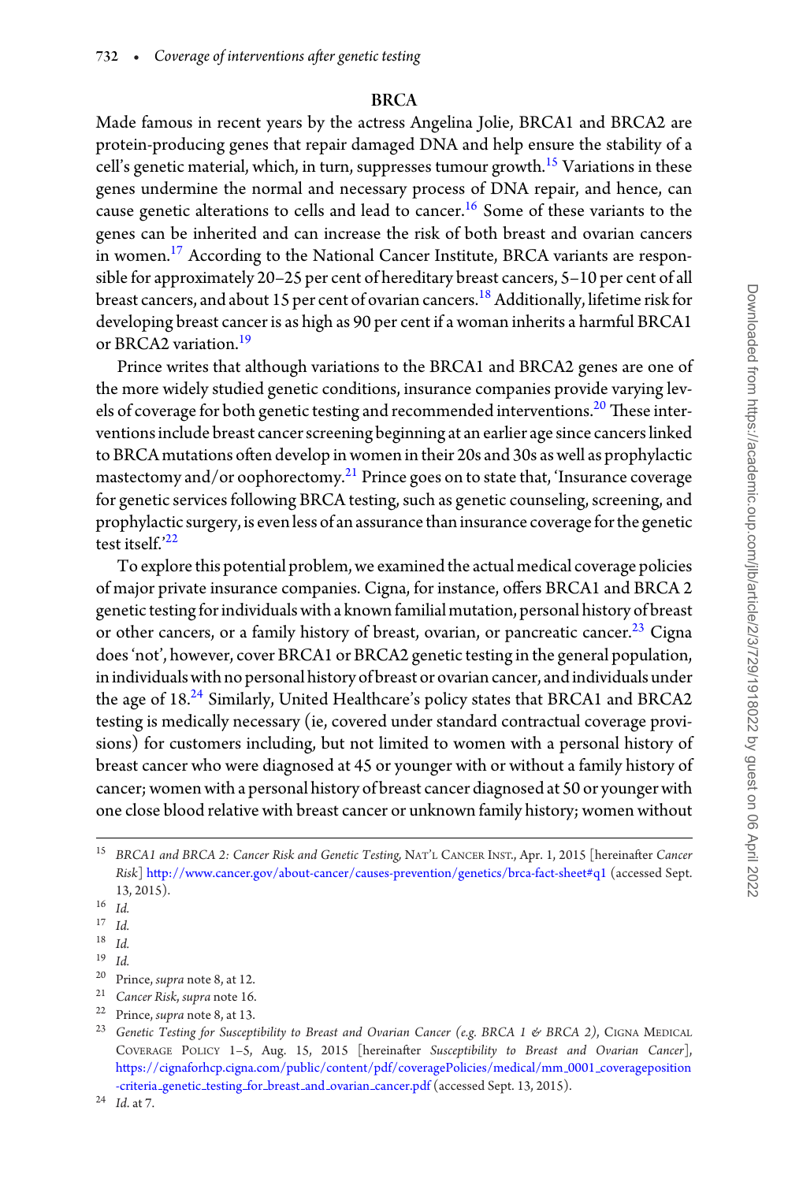## BRCA

Made famous in recent years by the actress Angelina Jolie, BRCA1 and BRCA2 are protein-producing genes that repair damaged DNA and help ensure the stability of a cell's genetic material, which, in turn, suppresses tumour growth.[15] Variations in these genes undermine the normal and necessary process of DNA repair, and hence, can cause genetic alterations to cells and lead to cancer.[16] Some of these variants to the genes can be inherited and can increase the risk of both breast and ovarian cancers in women.[17] According to the National Cancer Institute, BRCA variants are responsible for approximately 20–25 per cent of hereditary breast cancers, 5–10 per cent of all breast cancers, and about 15 per cent of ovarian cancers.[18] Additionally, lifetime risk for developing breast cancer is as high as 90 per cent if a woman inherits a harmful BRCA1 or BRCA2 variation.[19]

Prince writes that although variations to the BRCA1 and BRCA2 genes are one of the more widely studied genetic conditions, insurance companies provide varying levels of coverage for both genetic testing and recommended interventions.[20] These interventions include breast cancer screening beginning at an earlier age since cancers linked to BRCA mutations often develop in women in their 20s and 30s as well as prophylactic mastectomy and/or oophorectomy.[21] Prince goes on to state that, 'Insurance coverage for genetic services following BRCA testing, such as genetic counseling, screening, and prophylactic surgery, is even less of an assurance than insurance coverage for the genetic test itself.'[22]

To explore this potential problem, we examined the actual medical coverage policies of major private insurance companies. Cigna, for instance, offers BRCA1 and BRCA 2 genetic testing for individuals with a known familial mutation, personal history of breast or other cancers, or a family history of breast, ovarian, or pancreatic cancer.[23] Cigna does 'not', however, cover BRCA1 or BRCA2 genetic testing in the general population, in individuals with no personal history of breast or ovarian cancer, and individuals under the age of 18.[24] Similarly, United Healthcare's policy states that BRCA1 and BRCA2 testing is medically necessary (ie, covered under standard contractual coverage provisions) for customers including, but not limited to women with a personal history of breast cancer who were diagnosed at 45 or younger with or without a family history of cancer; women with a personal history of breast cancer diagnosed at 50 or younger with one close blood relative with breast cancer or unknown family history; women without

---

15 *BRCA1 and BRCA 2: Cancer Risk and Genetic Testing*, NAT'L CANCER INST., Apr. 1, 2015 [hereinafter *Cancer Risk*] http://www.cancer.gov/about-cancer/causes-prevention/genetics/brca-fact-sheet#q1 (accessed Sept. 13, 2015).

16 *Id.*

17 *Id.*

18 *Id.*

19 *Id.*

20 Prince, *supra* note 8, at 12.

21 *Cancer Risk*, *supra* note 16.

22 Prince, *supra* note 8, at 13.

23 *Genetic Testing for Susceptibility to Breast and Ovarian Cancer (e.g. BRCA 1 & BRCA 2)*, CIGNA MEDICAL COVERAGE POLICY 1–5, Aug. 15, 2015 [hereinafter *Susceptibility to Breast and Ovarian Cancer*], https://cignaforhcp.cigna.com/public/content/pdf/coveragePolicies/medical/mm_0001_coveragepositioncriteria_genetic_testing_for_breast_and_ovarian_cancer.pdf (accessed Sept. 13, 2015).

24 *Id.* at 7.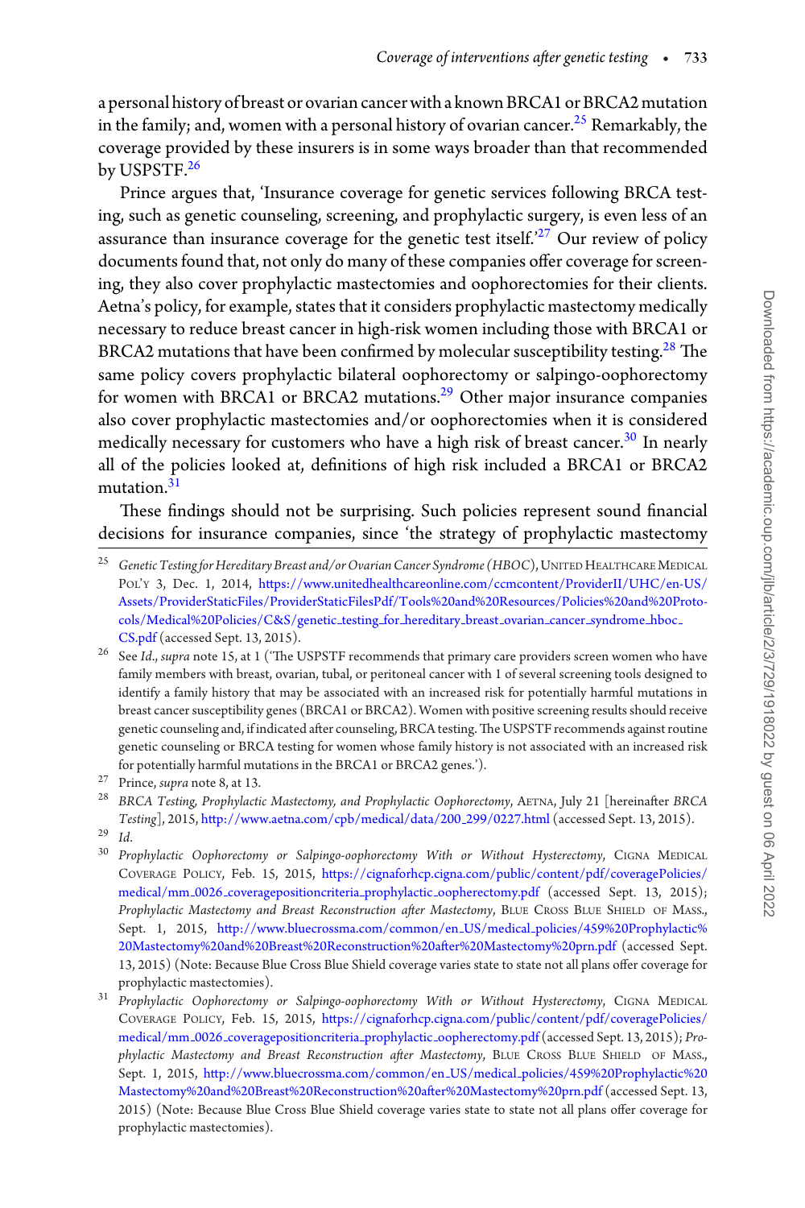a personal history of breast or ovarian cancer with a known BRCA1 or BRCA2 mutation in the family; and, women with a personal history of ovarian cancer.[25] Remarkably, the coverage provided by these insurers is in some ways broader than that recommended by USPSTF.[26]

Prince argues that, 'Insurance coverage for genetic services following BRCA testing, such as genetic counseling, screening, and prophylactic surgery, is even less of an assurance than insurance coverage for the genetic test itself.'[27] Our review of policy documents found that, not only do many of these companies offer coverage for screening, they also cover prophylactic mastectomies and oophorectomies for their clients. Aetna's policy, for example, states that it considers prophylactic mastectomy medically necessary to reduce breast cancer in high-risk women including those with BRCA1 or BRCA2 mutations that have been confirmed by molecular susceptibility testing.[28] The same policy covers prophylactic bilateral oophorectomy or salpingo-oophorectomy for women with BRCA1 or BRCA2 mutations.[29] Other major insurance companies also cover prophylactic mastectomies and/or oophorectomies when it is considered medically necessary for customers who have a high risk of breast cancer.[30] In nearly all of the policies looked at, definitions of high risk included a BRCA1 or BRCA2 mutation.[31]

These findings should not be surprising. Such policies represent sound financial decisions for insurance companies, since 'the strategy of prophylactic mastectomy

---

[25] *Genetic Testing for Hereditary Breast and/or Ovarian Cancer Syndrome (HBOC)*, UNITED HEALTHCARE MEDICAL POL'Y 3, Dec. 1, 2014, https://www.unitedhealthcareonline.com/ccmcontent/ProviderII/UHC/en-US/Assets/ProviderStaticFiles/ProviderStaticFilesPdf/Tools%20and%20Resources/Policies%20and%20Protocols/Medical%20Policies/C&S/genetic_testing_for_hereditary_breast_ovarian_cancer_syndrome_hboc_CS.pdf (accessed Sept. 13, 2015).

[26] See *Id.*, *supra* note 15, at 1 ('The USPSTF recommends that primary care providers screen women who have family members with breast, ovarian, tubal, or peritoneal cancer with 1 of several screening tools designed to identify a family history that may be associated with an increased risk for potentially harmful mutations in breast cancer susceptibility genes (BRCA1 or BRCA2). Women with positive screening results should receive genetic counseling and, if indicated after counseling, BRCA testing. The USPSTF recommends against routine genetic counseling or BRCA testing for women whose family history is not associated with an increased risk for potentially harmful mutations in the BRCA1 or BRCA2 genes.').

[27] Prince, *supra* note 8, at 13.

[28] *BRCA Testing, Prophylactic Mastectomy, and Prophylactic Oophorectomy*, AETNA, July 21 [hereinafter *BRCA Testing*], 2015, http://www.aetna.com/cpb/medical/data/200_299/0227.html (accessed Sept. 13, 2015).

[29] *Id.*

[30] *Prophylactic Oophorectomy or Salpingo-oophorectomy With or Without Hysterectomy*, CIGNA MEDICAL COVERAGE POLICY, Feb. 15, 2015, https://cignaforhcp.cigna.com/public/content/pdf/coveragePolicies/medical/mm_0026_coveragepositioncriteria_prophylactic_oopherectomy.pdf (accessed Sept. 13, 2015); *Prophylactic Mastectomy and Breast Reconstruction after Mastectomy*, BLUE CROSS BLUE SHIELD OF MASS., Sept. 1, 2015, http://www.bluecrossma.com/common/en_US/medical_policies/459%20Prophylactic%20Mastectomy%20and%20Breast%20Reconstruction%20after%20Mastectomy%20prn.pdf (accessed Sept. 13, 2015) (Note: Because Blue Cross Blue Shield coverage varies state to state not all plans offer coverage for prophylactic mastectomies).

[31] *Prophylactic Oophorectomy or Salpingo-oophorectomy With or Without Hysterectomy*, CIGNA MEDICAL COVERAGE POLICY, Feb. 15, 2015, https://cignaforhcp.cigna.com/public/content/pdf/coveragePolicies/medical/mm_0026_coveragepositioncriteria_prophylactic_oopherectomy.pdf (accessed Sept. 13, 2015); *Prophylactic Mastectomy and Breast Reconstruction after Mastectomy*, BLUE CROSS BLUE SHIELD OF MASS., Sept. 1, 2015, http://www.bluecrossma.com/common/en_US/medical_policies/459%20Prophylactic%20Mastectomy%20and%20Breast%20Reconstruction%20after%20Mastectomy%20prn.pdf (accessed Sept. 13, 2015) (Note: Because Blue Cross Blue Shield coverage varies state to state not all plans offer coverage for prophylactic mastectomies).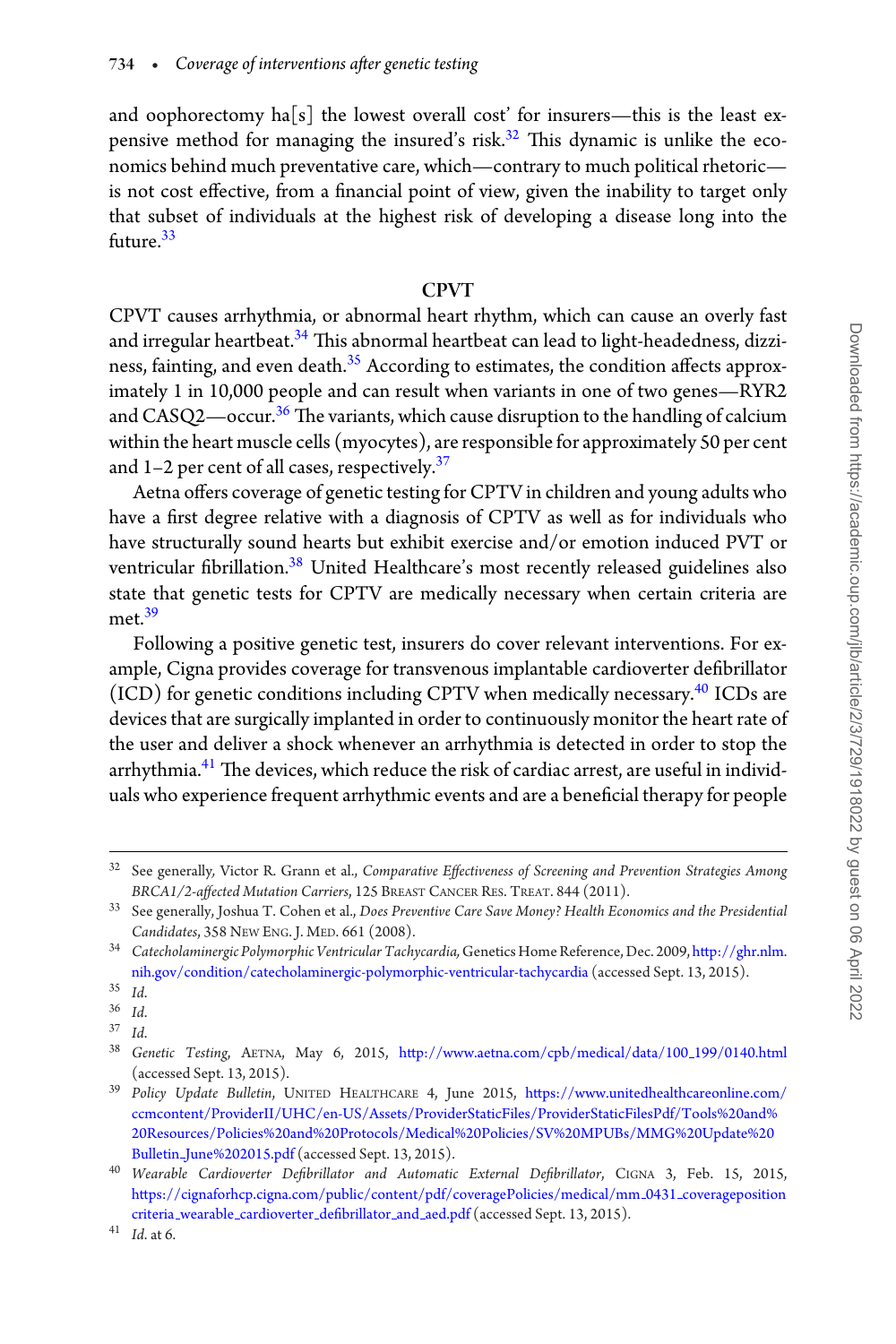and oophorectomy ha[s] the lowest overall cost' for insurers—this is the least expensive method for managing the insured's risk.[32] This dynamic is unlike the economics behind much preventative care, which—contrary to much political rhetoric—is not cost effective, from a financial point of view, given the inability to target only that subset of individuals at the highest risk of developing a disease long into the future.[33]

## CPVT

CPVT causes arrhythmia, or abnormal heart rhythm, which can cause an overly fast and irregular heartbeat.[34] This abnormal heartbeat can lead to light-headedness, dizziness, fainting, and even death.[35] According to estimates, the condition affects approximately 1 in 10,000 people and can result when variants in one of two genes—RYR2 and CASQ2—occur.[36] The variants, which cause disruption to the handling of calcium within the heart muscle cells (myocytes), are responsible for approximately 50 per cent and 1–2 per cent of all cases, respectively.[37]

Aetna offers coverage of genetic testing for CPTV in children and young adults who have a first degree relative with a diagnosis of CPTV as well as for individuals who have structurally sound hearts but exhibit exercise and/or emotion induced PVT or ventricular fibrillation.[38] United Healthcare's most recently released guidelines also state that genetic tests for CPTV are medically necessary when certain criteria are met.[39]

Following a positive genetic test, insurers do cover relevant interventions. For example, Cigna provides coverage for transvenous implantable cardioverter defibrillator (ICD) for genetic conditions including CPTV when medically necessary.[40] ICDs are devices that are surgically implanted in order to continuously monitor the heart rate of the user and deliver a shock whenever an arrhythmia is detected in order to stop the arrhythmia.[41] The devices, which reduce the risk of cardiac arrest, are useful in individuals who experience frequent arrhythmic events and are a beneficial therapy for people

---

[32] See generally, Victor R. Grann et al., *Comparative Effectiveness of Screening and Prevention Strategies Among BRCA1/2-affected Mutation Carriers*, 125 Breast Cancer Res. Treat. 844 (2011).

[33] See generally, Joshua T. Cohen et al., *Does Preventive Care Save Money? Health Economics and the Presidential Candidates*, 358 New Eng. J. Med. 661 (2008).

[34] *Catecholaminergic Polymorphic Ventricular Tachycardia*, Genetics Home Reference, Dec. 2009, http://ghr.nlm.nih.gov/condition/catecholaminergic-polymorphic-ventricular-tachycardia (accessed Sept. 13, 2015).

[35] *Id.*

[36] *Id.*

[37] *Id.*

[38] *Genetic Testing*, Aetna, May 6, 2015, http://www.aetna.com/cpb/medical/data/100_199/0140.html (accessed Sept. 13, 2015).

[39] *Policy Update Bulletin*, United Healthcare 4, June 2015, https://www.unitedhealthcareonline.com/ccmcontent/ProviderII/UHC/en-US/Assets/ProviderStaticFiles/ProviderStaticFilesPdf/Tools%20and%20Resources/Policies%20and%20Protocols/Medical%20Policies/SV%20MPUBs/MMG%20Update%20Bulletin_June%202015.pdf (accessed Sept. 13, 2015).

[40] *Wearable Cardioverter Defibrillator and Automatic External Defibrillator*, Cigna 3, Feb. 15, 2015, https://cignaforhcp.cigna.com/public/content/pdf/coveragePolicies/medical/mm_0431_coveragepositioncriteria_wearable_cardioverter_defibrillator_and_aed.pdf (accessed Sept. 13, 2015).

[41] *Id.* at 6.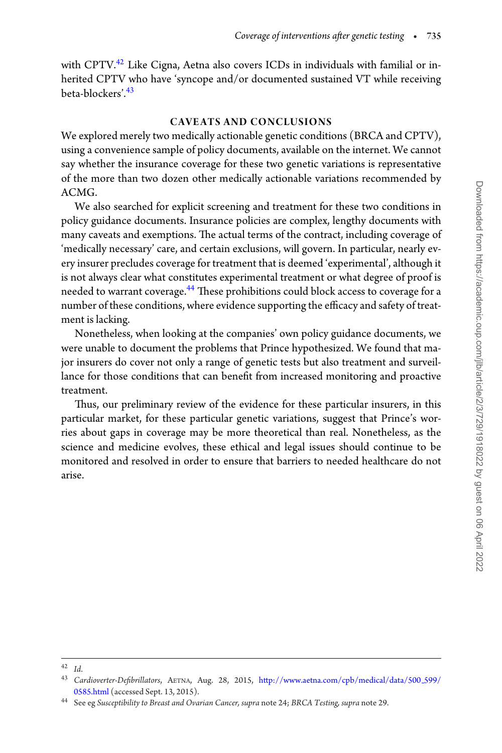with CPTV.[42] Like Cigna, Aetna also covers ICDs in individuals with familial or inherited CPTV who have 'syncope and/or documented sustained VT while receiving beta-blockers'.[43]

## CAVEATS AND CONCLUSIONS

We explored merely two medically actionable genetic conditions (BRCA and CPTV), using a convenience sample of policy documents, available on the internet. We cannot say whether the insurance coverage for these two genetic variations is representative of the more than two dozen other medically actionable variations recommended by ACMG.

We also searched for explicit screening and treatment for these two conditions in policy guidance documents. Insurance policies are complex, lengthy documents with many caveats and exemptions. The actual terms of the contract, including coverage of 'medically necessary' care, and certain exclusions, will govern. In particular, nearly every insurer precludes coverage for treatment that is deemed 'experimental', although it is not always clear what constitutes experimental treatment or what degree of proof is needed to warrant coverage.[44] These prohibitions could block access to coverage for a number of these conditions, where evidence supporting the efficacy and safety of treatment is lacking.

Nonetheless, when looking at the companies' own policy guidance documents, we were unable to document the problems that Prince hypothesized. We found that major insurers do cover not only a range of genetic tests but also treatment and surveillance for those conditions that can benefit from increased monitoring and proactive treatment.

Thus, our preliminary review of the evidence for these particular insurers, in this particular market, for these particular genetic variations, suggest that Prince's worries about gaps in coverage may be more theoretical than real. Nonetheless, as the science and medicine evolves, these ethical and legal issues should continue to be monitored and resolved in order to ensure that barriers to needed healthcare do not arise.

---

42 *Id.*

43 *Cardioverter-Defibrillators*, AETNA, Aug. 28, 2015, http://www.aetna.com/cpb/medical/data/500_599/0585.html (accessed Sept. 13, 2015).

44 See eg *Susceptibility to Breast and Ovarian Cancer, supra* note 24; *BRCA Testing, supra* note 29.